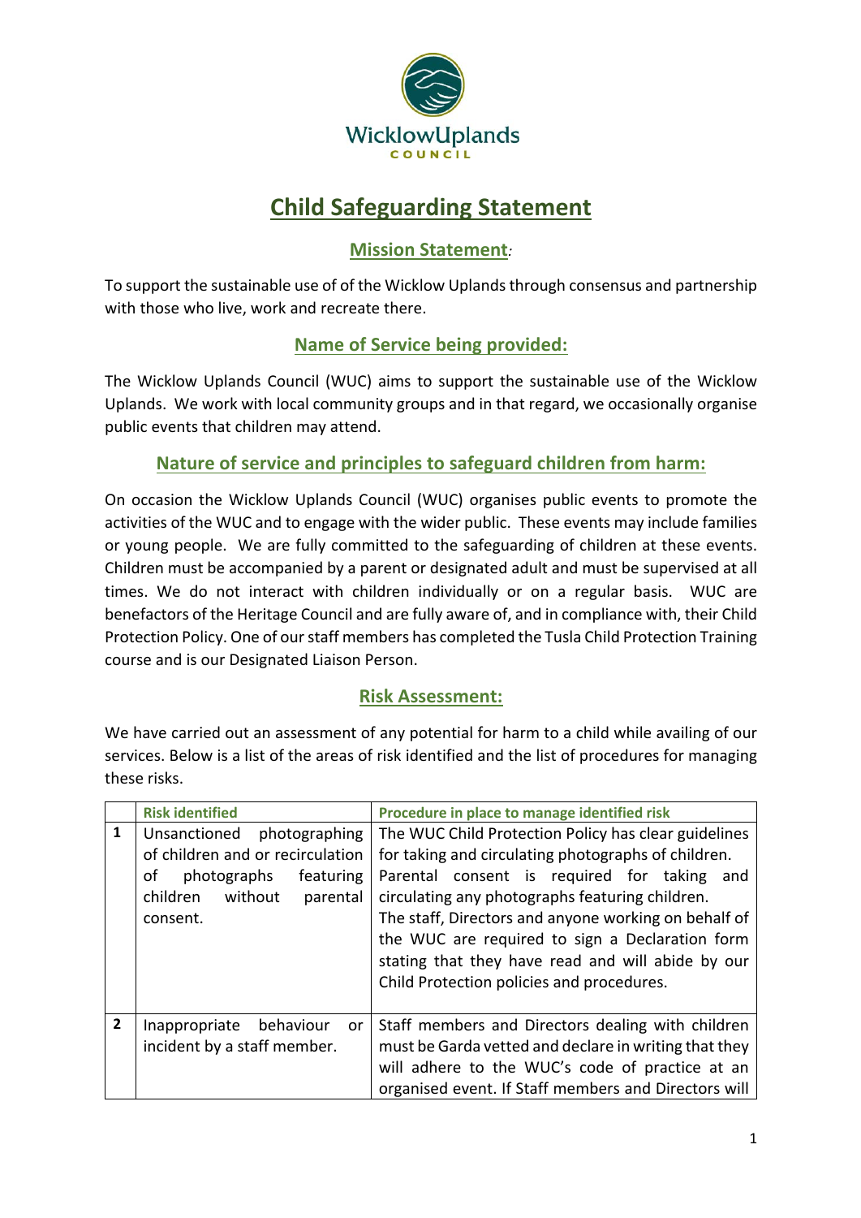# Child Safeguarding Statement

## Mission Statement:

To support the sustainable use of of the Wicklow Uplands through consensus and partnership with those who live, work and recreate there.

## Name of Service being provided:

The Wicklow Uplands Council (WUC) aims to support the sustainable use of the Wicklow Uplands. We work with local community groups and in that regard, we occasionally organise public events that children may attend.

## Nature of service and principles to safeguard children from harm:

On occasion the Wicklow Uplands Council (WUC) organises public events to promote the activities of the WUC and to engage with the wider public. These events may include families or young people. We are fully committed to the safeguarding of children at these events. Children must be accompanied by a parent or designated adult and must be supervised at all times. We do not interact with children individually or on a regular basis. WUC are benefactors of the Heritage Council and are fully aware of, and in compliance with, their Child Protection Policy. One of our staff members has completed the Tusla Child Protection Training course and is our Designated Liaison Person.

## Risk Assessment:

We have carried out an assessment of any potential for harm to a child while availing of our services. Below is a list of the areas of risk identified and the list of procedures for managing these risks.

| | Risk identified | Procedure in place to manage identified risk |
|---|---|---|
| 1 | Unsanctioned photographing of children and or recirculation of photographs featuring children without parental consent. | The WUC Child Protection Policy has clear guidelines for taking and circulating photographs of children. Parental consent is required for taking and circulating any photographs featuring children. The staff, Directors and anyone working on behalf of the WUC are required to sign a Declaration form stating that they have read and will abide by our Child Protection policies and procedures. |
| 2 | Inappropriate behaviour or incident by a staff member. | Staff members and Directors dealing with children must be Garda vetted and declare in writing that they will adhere to the WUC's code of practice at an organised event. If Staff members and Directors will |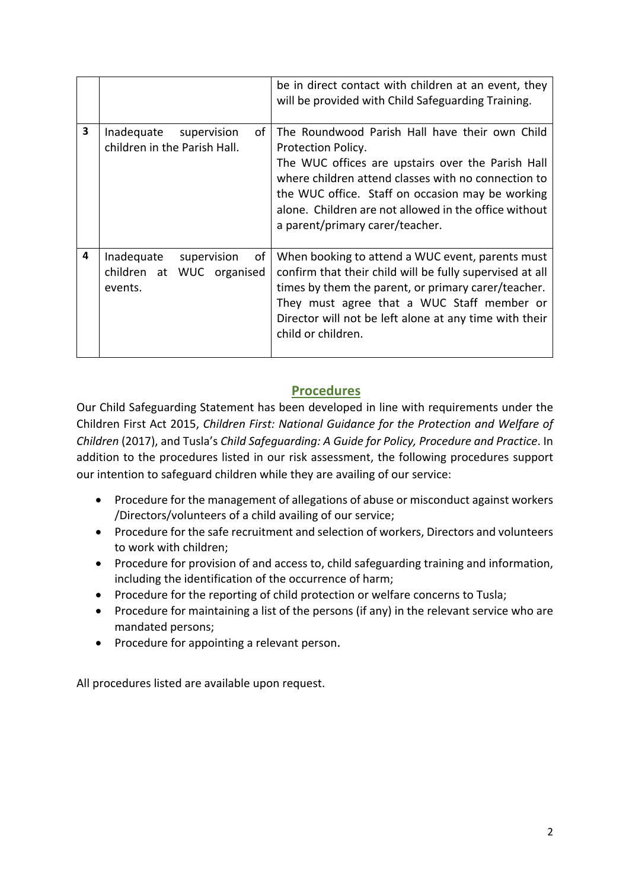|   |   |   |
|---|---|---|
| | | be in direct contact with children at an event, they will be provided with Child Safeguarding Training. |
| **3** | Inadequate supervision of children in the Parish Hall. | The Roundwood Parish Hall have their own Child Protection Policy.<br>The WUC offices are upstairs over the Parish Hall where children attend classes with no connection to the WUC office. Staff on occasion may be working alone. Children are not allowed in the office without a parent/primary carer/teacher. |
| **4** | Inadequate supervision of children at WUC organised events. | When booking to attend a WUC event, parents must confirm that their child will be fully supervised at all times by them the parent, or primary carer/teacher. They must agree that a WUC Staff member or Director will not be left alone at any time with their child or children. |

## Procedures

Our Child Safeguarding Statement has been developed in line with requirements under the Children First Act 2015, *Children First: National Guidance for the Protection and Welfare of Children* (2017), and Tusla's *Child Safeguarding: A Guide for Policy, Procedure and Practice*. In addition to the procedures listed in our risk assessment, the following procedures support our intention to safeguard children while they are availing of our service:

- Procedure for the management of allegations of abuse or misconduct against workers /Directors/volunteers of a child availing of our service;
- Procedure for the safe recruitment and selection of workers, Directors and volunteers to work with children;
- Procedure for provision of and access to, child safeguarding training and information, including the identification of the occurrence of harm;
- Procedure for the reporting of child protection or welfare concerns to Tusla;
- Procedure for maintaining a list of the persons (if any) in the relevant service who are mandated persons;
- Procedure for appointing a relevant person.

All procedures listed are available upon request.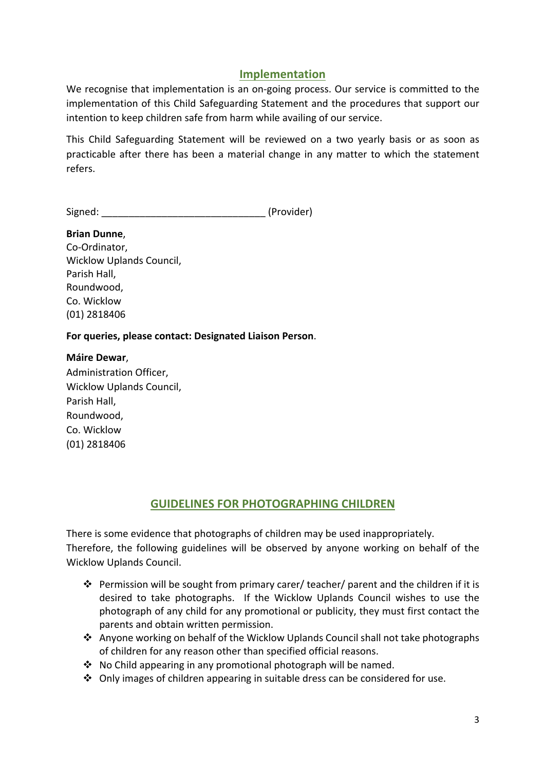## Implementation

We recognise that implementation is an on-going process. Our service is committed to the implementation of this Child Safeguarding Statement and the procedures that support our intention to keep children safe from harm while availing of our service.

This Child Safeguarding Statement will be reviewed on a two yearly basis or as soon as practicable after there has been a material change in any matter to which the statement refers.

Signed: ______________________________ (Provider)

**Brian Dunne**,
Co-Ordinator,
Wicklow Uplands Council,
Parish Hall,
Roundwood,
Co. Wicklow
(01) 2818406

**For queries, please contact: Designated Liaison Person**.

**Máire Dewar**,
Administration Officer,
Wicklow Uplands Council,
Parish Hall,
Roundwood,
Co. Wicklow
(01) 2818406

## GUIDELINES FOR PHOTOGRAPHING CHILDREN

There is some evidence that photographs of children may be used inappropriately.
Therefore, the following guidelines will be observed by anyone working on behalf of the Wicklow Uplands Council.

- Permission will be sought from primary carer/ teacher/ parent and the children if it is desired to take photographs. If the Wicklow Uplands Council wishes to use the photograph of any child for any promotional or publicity, they must first contact the parents and obtain written permission.
- Anyone working on behalf of the Wicklow Uplands Council shall not take photographs of children for any reason other than specified official reasons.
- No Child appearing in any promotional photograph will be named.
- Only images of children appearing in suitable dress can be considered for use.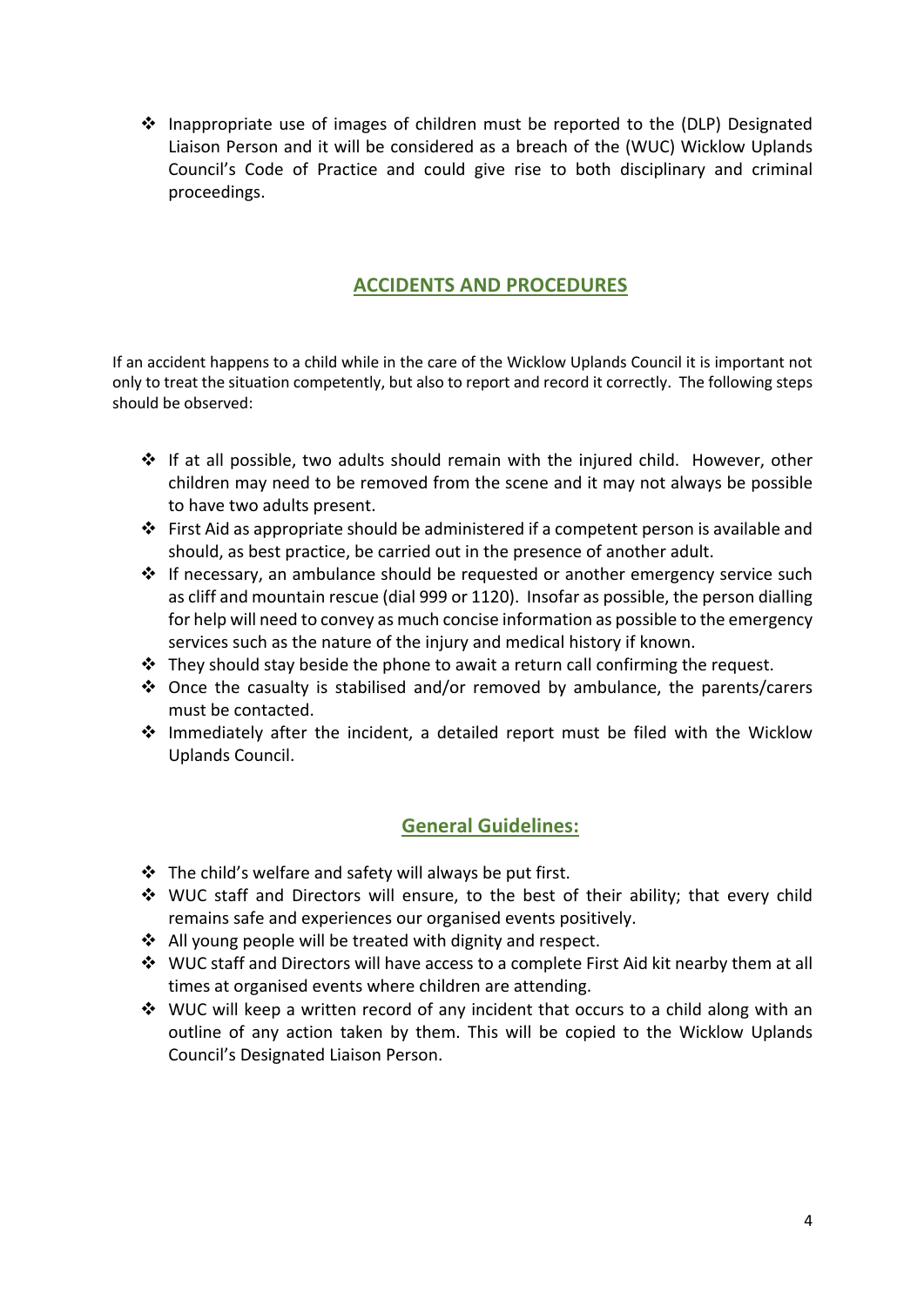- Inappropriate use of images of children must be reported to the (DLP) Designated Liaison Person and it will be considered as a breach of the (WUC) Wicklow Uplands Council's Code of Practice and could give rise to both disciplinary and criminal proceedings.

## ACCIDENTS AND PROCEDURES

If an accident happens to a child while in the care of the Wicklow Uplands Council it is important not only to treat the situation competently, but also to report and record it correctly. The following steps should be observed:

- If at all possible, two adults should remain with the injured child. However, other children may need to be removed from the scene and it may not always be possible to have two adults present.
- First Aid as appropriate should be administered if a competent person is available and should, as best practice, be carried out in the presence of another adult.
- If necessary, an ambulance should be requested or another emergency service such as cliff and mountain rescue (dial 999 or 1120). Insofar as possible, the person dialling for help will need to convey as much concise information as possible to the emergency services such as the nature of the injury and medical history if known.
- They should stay beside the phone to await a return call confirming the request.
- Once the casualty is stabilised and/or removed by ambulance, the parents/carers must be contacted.
- Immediately after the incident, a detailed report must be filed with the Wicklow Uplands Council.

## General Guidelines:

- The child's welfare and safety will always be put first.
- WUC staff and Directors will ensure, to the best of their ability; that every child remains safe and experiences our organised events positively.
- All young people will be treated with dignity and respect.
- WUC staff and Directors will have access to a complete First Aid kit nearby them at all times at organised events where children are attending.
- WUC will keep a written record of any incident that occurs to a child along with an outline of any action taken by them. This will be copied to the Wicklow Uplands Council's Designated Liaison Person.